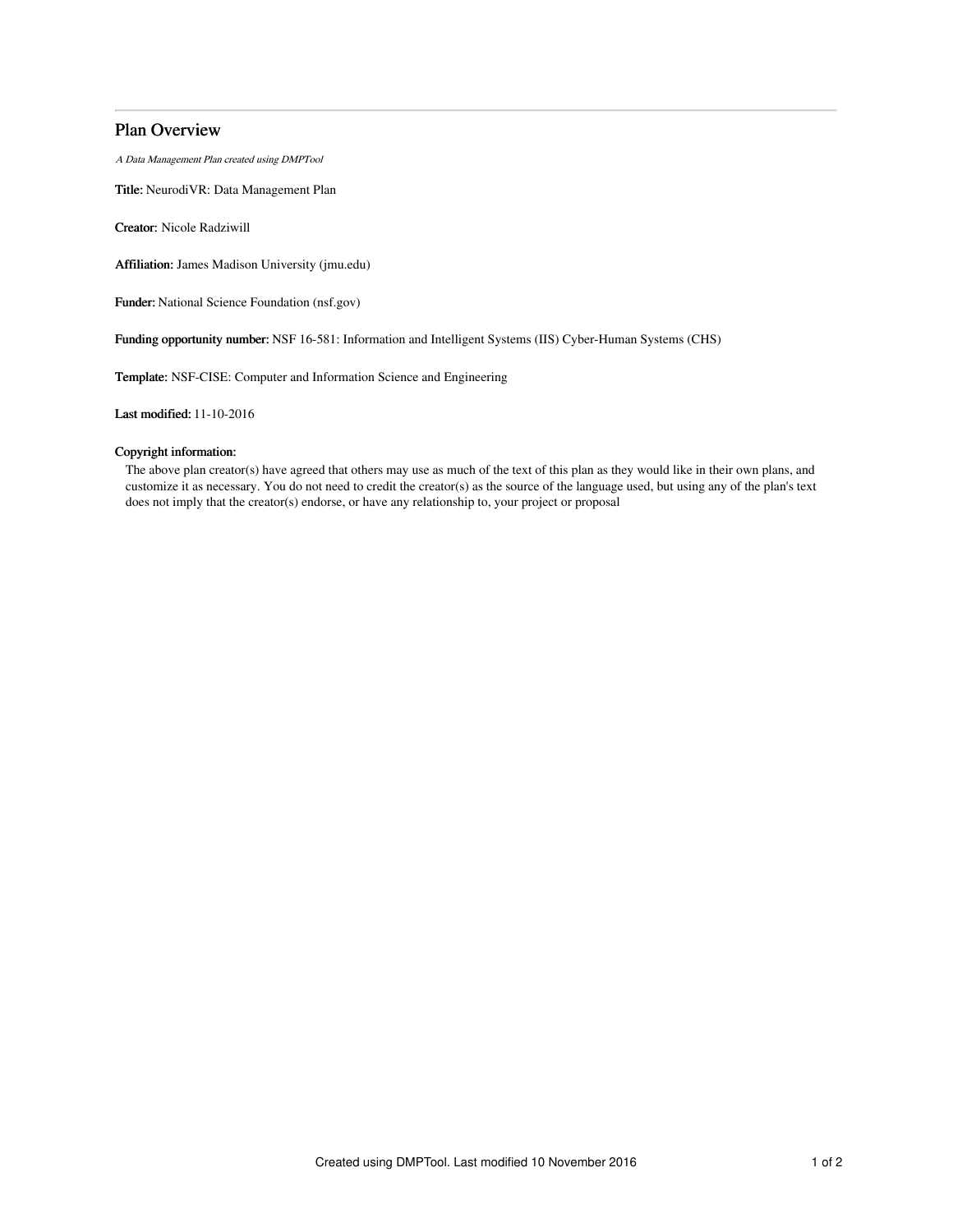# Plan Overview

*A Data Management Plan created using DMPTool*

**Title:** NeurodiVR: Data Management Plan

**Creator:** Nicole Radziwill

**Affiliation:** James Madison University (jmu.edu)

**Funder:** National Science Foundation (nsf.gov)

**Funding opportunity number:** NSF 16-581: Information and Intelligent Systems (IIS) Cyber-Human Systems (CHS)

**Template:** NSF-CISE: Computer and Information Science and Engineering

**Last modified:** 11-10-2016

**Copyright information:**

The above plan creator(s) have agreed that others may use as much of the text of this plan as they would like in their own plans, and customize it as necessary. You do not need to credit the creator(s) as the source of the language used, but using any of the plan's text does not imply that the creator(s) endorse, or have any relationship to, your project or proposal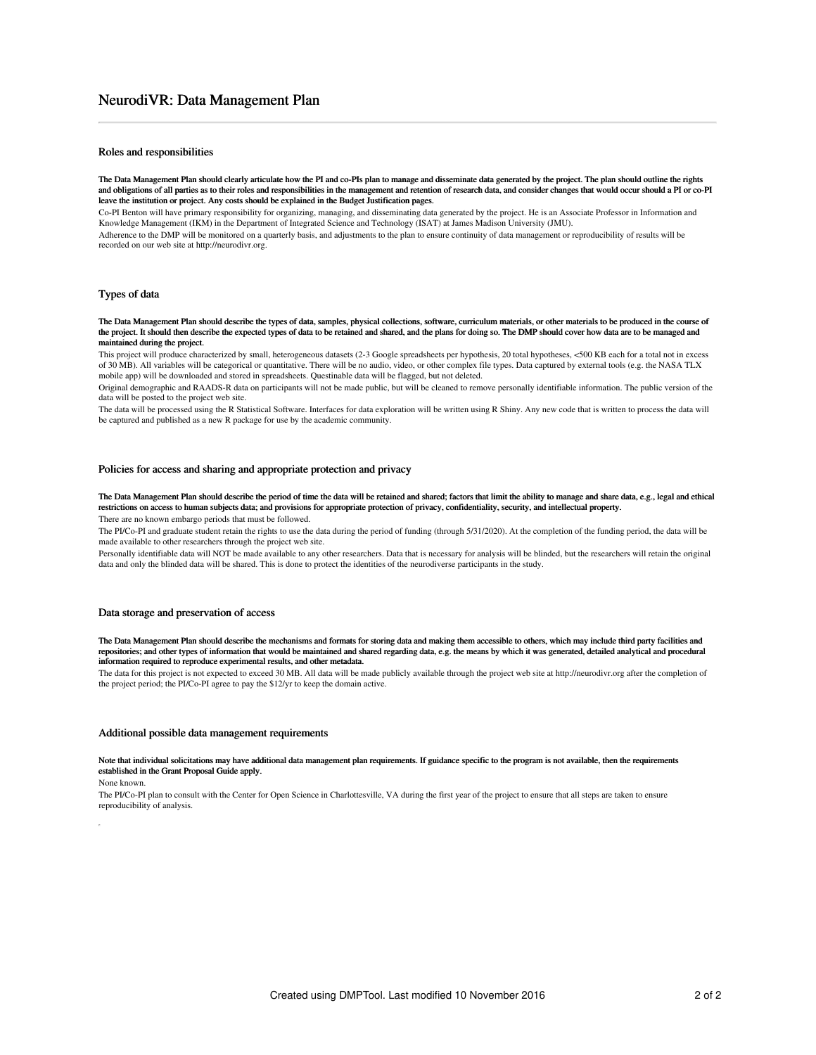# NeurodiVR: Data Management Plan

## Roles and responsibilities

**The Data Management Plan should clearly articulate how the PI and co-PIs plan to manage and disseminate data generated by the project. The plan should outline the rights and obligations of all parties as to their roles and responsibilities in the management and retention of research data, and consider changes that would occur should a PI or co-PI leave the institution or project. Any costs should be explained in the Budget Justification pages.**

Co-PI Benton will have primary responsibility for organizing, managing, and disseminating data generated by the project. He is an Associate Professor in Information and Knowledge Management (IKM) in the Department of Integrated Science and Technology (ISAT) at James Madison University (JMU).

Adherence to the DMP will be monitored on a quarterly basis, and adjustments to the plan to ensure continuity of data management or reproducibility of results will be recorded on our web site at http://neurodivr.org.

## Types of data

**The Data Management Plan should describe the types of data, samples, physical collections, software, curriculum materials, or other materials to be produced in the course of the project. It should then describe the expected types of data to be retained and shared, and the plans for doing so. The DMP should cover how data are to be managed and maintained during the project.**

This project will produce characterized by small, heterogeneous datasets (2-3 Google spreadsheets per hypothesis, 20 total hypotheses, <500 KB each for a total not in excess of 30 MB). All variables will be categorical or quantitative. There will be no audio, video, or other complex file types. Data captured by external tools (e.g. the NASA TLX mobile app) will be downloaded and stored in spreadsheets. Questionable data will be flagged, but not deleted.

Original demographic and RAADS-R data on participants will not be made public, but will be cleaned to remove personally identifiable information. The public version of the data will be posted to the project web site.

The data will be processed using the R Statistical Software. Interfaces for data exploration will be written using R Shiny. Any new code that is written to process the data will be captured and published as a new R package for use by the academic community.

## Policies for access and sharing and appropriate protection and privacy

**The Data Management Plan should describe the period of time the data will be retained and shared; factors that limit the ability to manage and share data, e.g., legal and ethical restrictions on access to human subjects data; and provisions for appropriate protection of privacy, confidentiality, security, and intellectual property.**

There are no known embargo periods that must be followed.

The PI/Co-PI and graduate student retain the rights to use the data during the period of funding (through 5/31/2020). At the completion of the funding period, the data will be made available to other researchers through the project web site.

Personally identifiable data will NOT be made available to any other researchers. Data that is necessary for analysis will be blinded, but the researchers will retain the original data and only the blinded data will be shared. This is done to protect the identities of the neurodiverse participants in the study.

## Data storage and preservation of access

**The Data Management Plan should describe the mechanisms and formats for storing data and making them accessible to others, which may include third party facilities and repositories; and other types of information that would be maintained and shared regarding data, e.g. the means by which it was generated, detailed analytical and procedural information required to reproduce experimental results, and other metadata.**

The data for this project is not expected to exceed 30 MB. All data will be made publicly available through the project web site at http://neurodivr.org after the completion of the project period; the PI/Co-PI agree to pay the $12/yr to keep the domain active.

## Additional possible data management requirements

**Note that individual solicitations may have additional data management plan requirements. If guidance specific to the program is not available, then the requirements established in the Grant Proposal Guide apply.**

None known.

The PI/Co-PI plan to consult with the Center for Open Science in Charlottesville, VA during the first year of the project to ensure that all steps are taken to ensure reproducibility of analysis.